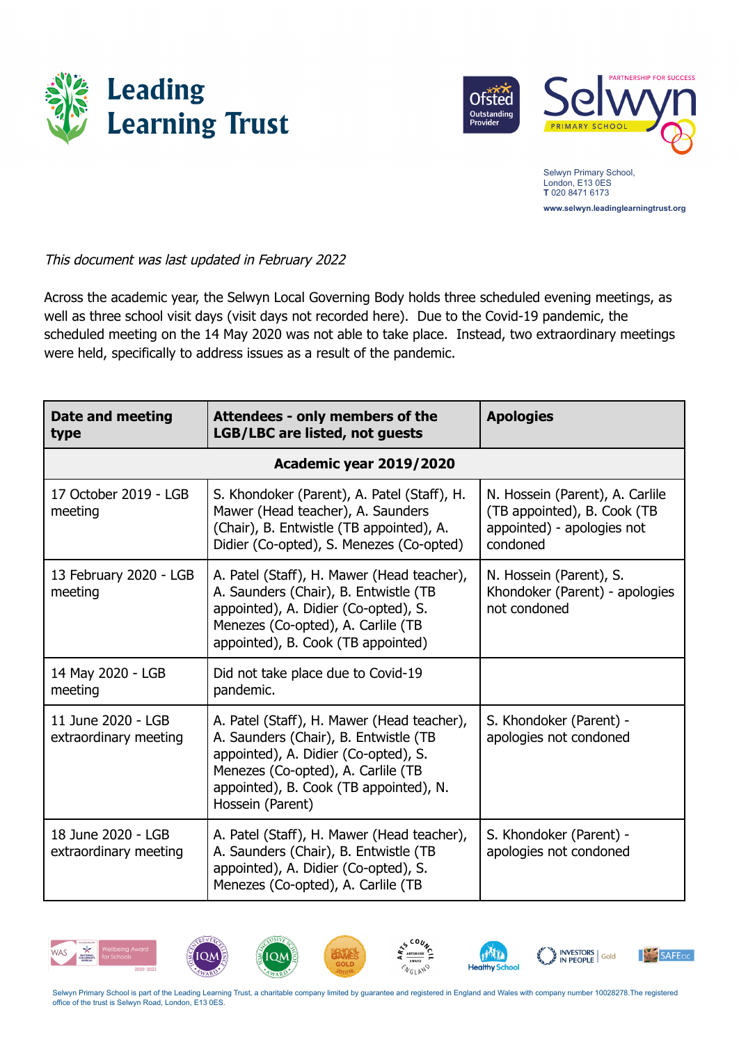Leading Learning Trust

Selwyn Primary School

Selwyn Primary School,
London, E13 0ES
T 020 8471 6173
www.selwyn.leadinglearningtrust.org

*This document was last updated in February 2022*

Across the academic year, the Selwyn Local Governing Body holds three scheduled evening meetings, as well as three school visit days (visit days not recorded here). Due to the Covid-19 pandemic, the scheduled meeting on the 14 May 2020 was not able to take place. Instead, two extraordinary meetings were held, specifically to address issues as a result of the pandemic.

| Date and meeting type | Attendees - only members of the LGB/LBC are listed, not guests | Apologies |
|---|---|---|
| **Academic year 2019/2020** | | |
| 17 October 2019 - LGB meeting | S. Khondoker (Parent), A. Patel (Staff), H. Mawer (Head teacher), A. Saunders (Chair), B. Entwistle (TB appointed), A. Didier (Co-opted), S. Menezes (Co-opted) | N. Hossein (Parent), A. Carlile (TB appointed), B. Cook (TB appointed) - apologies not condoned |
| 13 February 2020 - LGB meeting | A. Patel (Staff), H. Mawer (Head teacher), A. Saunders (Chair), B. Entwistle (TB appointed), A. Didier (Co-opted), S. Menezes (Co-opted), A. Carlile (TB appointed), B. Cook (TB appointed) | N. Hossein (Parent), S. Khondoker (Parent) - apologies not condoned |
| 14 May 2020 - LGB meeting | Did not take place due to Covid-19 pandemic. | |
| 11 June 2020 - LGB extraordinary meeting | A. Patel (Staff), H. Mawer (Head teacher), A. Saunders (Chair), B. Entwistle (TB appointed), A. Didier (Co-opted), S. Menezes (Co-opted), A. Carlile (TB appointed), B. Cook (TB appointed), N. Hossein (Parent) | S. Khondoker (Parent) - apologies not condoned |
| 18 June 2020 - LGB extraordinary meeting | A. Patel (Staff), H. Mawer (Head teacher), A. Saunders (Chair), B. Entwistle (TB appointed), A. Didier (Co-opted), S. Menezes (Co-opted), A. Carlile (TB | S. Khondoker (Parent) - apologies not condoned |

Selwyn Primary School is part of the Leading Learning Trust, a charitable company limited by guarantee and registered in England and Wales with company number 10028278.The registered office of the trust is Selwyn Road, London, E13 0ES.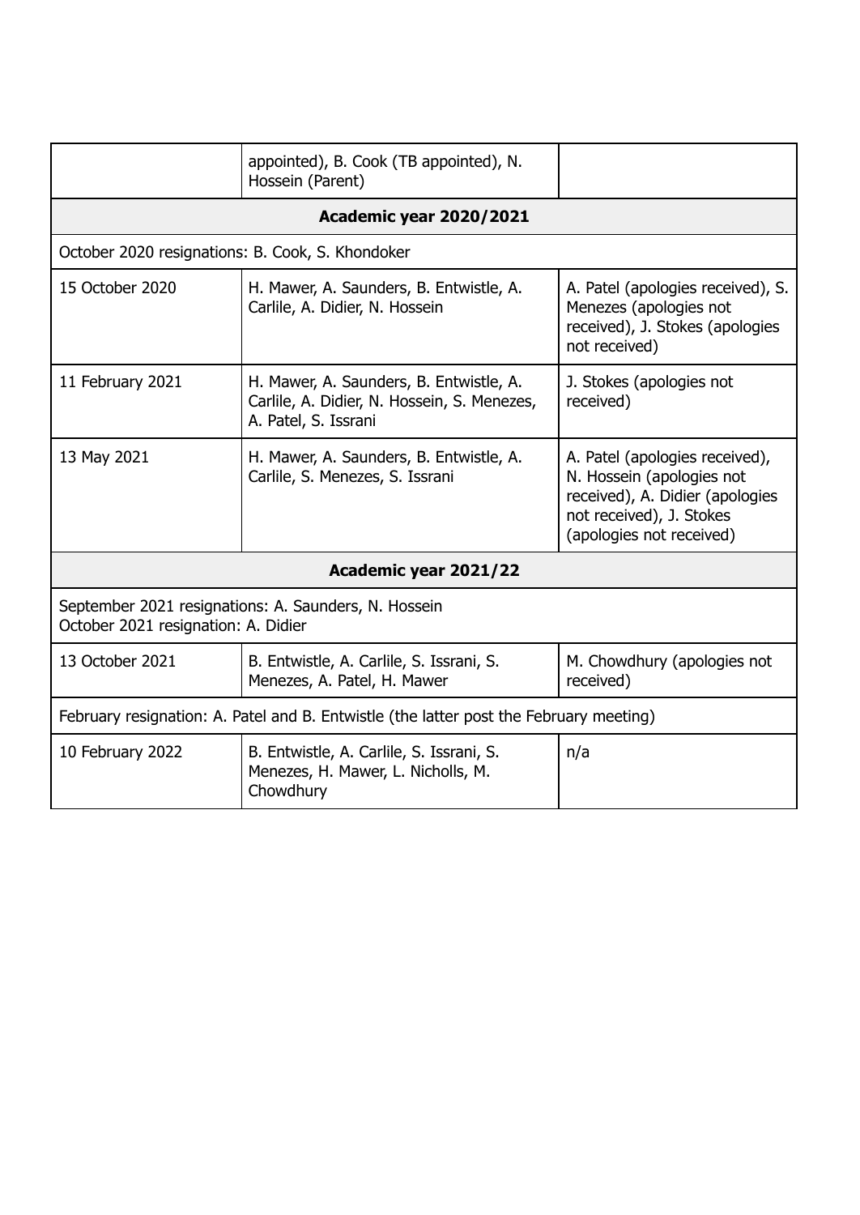| | | |
|---|---|---|
| | appointed), B. Cook (TB appointed), N. Hossein (Parent) | |
| **Academic year 2020/2021** | | |
| October 2020 resignations: B. Cook, S. Khondoker | | |
| 15 October 2020 | H. Mawer, A. Saunders, B. Entwistle, A. Carlile, A. Didier, N. Hossein | A. Patel (apologies received), S. Menezes (apologies not received), J. Stokes (apologies not received) |
| 11 February 2021 | H. Mawer, A. Saunders, B. Entwistle, A. Carlile, A. Didier, N. Hossein, S. Menezes, A. Patel, S. Issrani | J. Stokes (apologies not received) |
| 13 May 2021 | H. Mawer, A. Saunders, B. Entwistle, A. Carlile, S. Menezes, S. Issrani | A. Patel (apologies received), N. Hossein (apologies not received), A. Didier (apologies not received), J. Stokes (apologies not received) |
| **Academic year 2021/22** | | |
| September 2021 resignations: A. Saunders, N. Hossein<br>October 2021 resignation: A. Didier | | |
| 13 October 2021 | B. Entwistle, A. Carlile, S. Issrani, S. Menezes, A. Patel, H. Mawer | M. Chowdhury (apologies not received) |
| February resignation: A. Patel and B. Entwistle (the latter post the February meeting) | | |
| 10 February 2022 | B. Entwistle, A. Carlile, S. Issrani, S. Menezes, H. Mawer, L. Nicholls, M. Chowdhury | n/a |